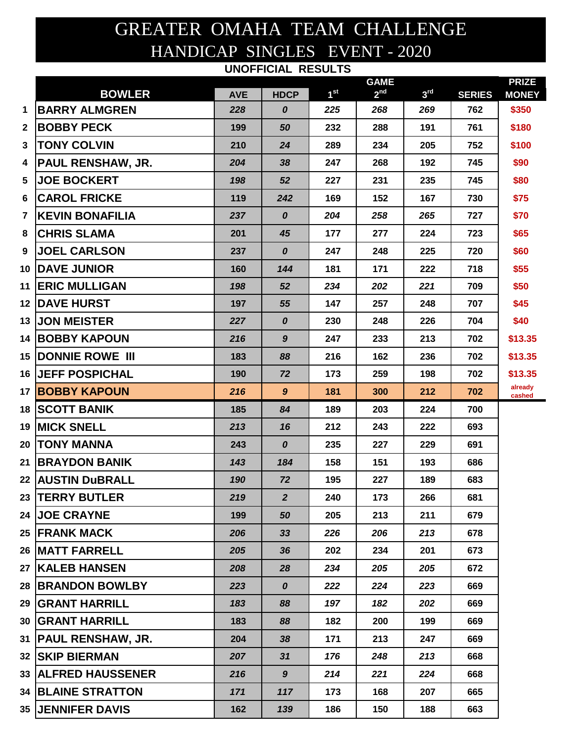# GREATER OMAHA TEAM CHALLENGE

## HANDICAP SINGLES EVENT - 2020

**UNOFFICIAL RESULTS**

| | BOWLER | AVE | HDCP | GAME 1st | 2nd | 3rd | SERIES | PRIZE MONEY |
|---|---|---|---|---|---|---|---|---|
| 1 | BARRY ALMGREN | 228 | 0 | 225 | 268 | 269 | 762 | $350 |
| 2 | BOBBY PECK | 199 | 50 | 232 | 288 | 191 | 761 | $180 |
| 3 | TONY COLVIN | 210 | 24 | 289 | 234 | 205 | 752 | $100 |
| 4 | PAUL RENSHAW, JR. | 204 | 38 | 247 | 268 | 192 | 745 | $90 |
| 5 | JOE BOCKERT | 198 | 52 | 227 | 231 | 235 | 745 | $80 |
| 6 | CAROL FRICKE | 119 | 242 | 169 | 152 | 167 | 730 | $75 |
| 7 | KEVIN BONAFILIA | 237 | 0 | 204 | 258 | 265 | 727 | $70 |
| 8 | CHRIS SLAMA | 201 | 45 | 177 | 277 | 224 | 723 | $65 |
| 9 | JOEL CARLSON | 237 | 0 | 247 | 248 | 225 | 720 | $60 |
| 10 | DAVE JUNIOR | 160 | 144 | 181 | 171 | 222 | 718 | $55 |
| 11 | ERIC MULLIGAN | 198 | 52 | 234 | 202 | 221 | 709 | $50 |
| 12 | DAVE HURST | 197 | 55 | 147 | 257 | 248 | 707 | $45 |
| 13 | JON MEISTER | 227 | 0 | 230 | 248 | 226 | 704 | $40 |
| 14 | BOBBY KAPOUN | 216 | 9 | 247 | 233 | 213 | 702 | $13.35 |
| 15 | DONNIE ROWE III | 183 | 88 | 216 | 162 | 236 | 702 | $13.35 |
| 16 | JEFF POSPICHAL | 190 | 72 | 173 | 259 | 198 | 702 | $13.35 |
| 17 | BOBBY KAPOUN | 216 | 9 | 181 | 300 | 212 | 702 | already cashed |
| 18 | SCOTT BANIK | 185 | 84 | 189 | 203 | 224 | 700 | |
| 19 | MICK SNELL | 213 | 16 | 212 | 243 | 222 | 693 | |
| 20 | TONY MANNA | 243 | 0 | 235 | 227 | 229 | 691 | |
| 21 | BRAYDON BANIK | 143 | 184 | 158 | 151 | 193 | 686 | |
| 22 | AUSTIN DuBRALL | 190 | 72 | 195 | 227 | 189 | 683 | |
| 23 | TERRY BUTLER | 219 | 2 | 240 | 173 | 266 | 681 | |
| 24 | JOE CRAYNE | 199 | 50 | 205 | 213 | 211 | 679 | |
| 25 | FRANK MACK | 206 | 33 | 226 | 206 | 213 | 678 | |
| 26 | MATT FARRELL | 205 | 36 | 202 | 234 | 201 | 673 | |
| 27 | KALEB HANSEN | 208 | 28 | 234 | 205 | 205 | 672 | |
| 28 | BRANDON BOWLBY | 223 | 0 | 222 | 224 | 223 | 669 | |
| 29 | GRANT HARRILL | 183 | 88 | 197 | 182 | 202 | 669 | |
| 30 | GRANT HARRILL | 183 | 88 | 182 | 200 | 199 | 669 | |
| 31 | PAUL RENSHAW, JR. | 204 | 38 | 171 | 213 | 247 | 669 | |
| 32 | SKIP BIERMAN | 207 | 31 | 176 | 248 | 213 | 668 | |
| 33 | ALFRED HAUSSENER | 216 | 9 | 214 | 221 | 224 | 668 | |
| 34 | BLAINE STRATTON | 171 | 117 | 173 | 168 | 207 | 665 | |
| 35 | JENNIFER DAVIS | 162 | 139 | 186 | 150 | 188 | 663 | |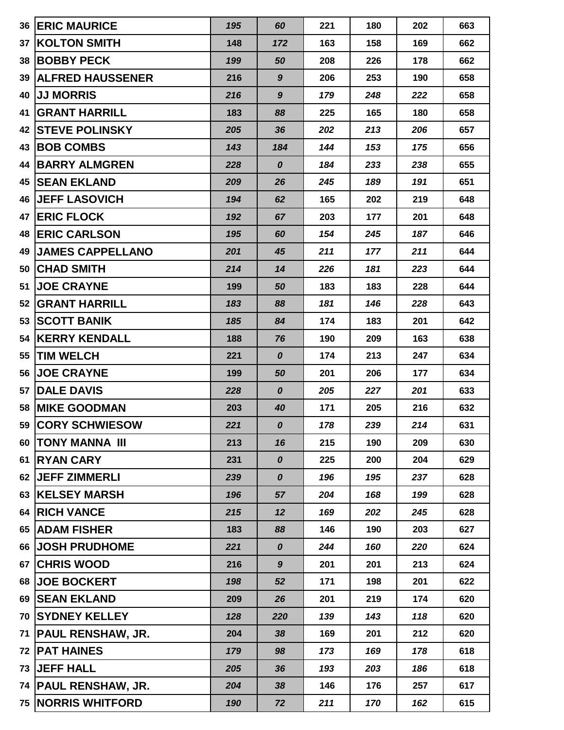| | | | | | | | |
|---|---|---|---|---|---|---|---|
| 36 | ERIC MAURICE | *195* | *60* | 221 | 180 | 202 | 663 |
| 37 | KOLTON SMITH | 148 | *172* | 163 | 158 | 169 | 662 |
| 38 | BOBBY PECK | *199* | *50* | 208 | 226 | 178 | 662 |
| 39 | ALFRED HAUSSENER | 216 | *9* | 206 | 253 | 190 | 658 |
| 40 | JJ MORRIS | *216* | *9* | *179* | *248* | *222* | 658 |
| 41 | GRANT HARRILL | 183 | *88* | 225 | 165 | 180 | 658 |
| 42 | STEVE POLINSKY | *205* | *36* | *202* | *213* | *206* | 657 |
| 43 | BOB COMBS | *143* | *184* | *144* | *153* | *175* | 656 |
| 44 | BARRY ALMGREN | *228* | *0* | *184* | *233* | *238* | 655 |
| 45 | SEAN EKLAND | *209* | *26* | *245* | *189* | *191* | 651 |
| 46 | JEFF LASOVICH | *194* | *62* | 165 | 202 | 219 | 648 |
| 47 | ERIC FLOCK | *192* | *67* | 203 | 177 | 201 | 648 |
| 48 | ERIC CARLSON | *195* | *60* | *154* | *245* | *187* | 646 |
| 49 | JAMES CAPPELLANO | *201* | *45* | *211* | *177* | *211* | 644 |
| 50 | CHAD SMITH | *214* | *14* | *226* | *181* | *223* | 644 |
| 51 | JOE CRAYNE | 199 | *50* | 183 | 183 | 228 | 644 |
| 52 | GRANT HARRILL | *183* | *88* | *181* | *146* | *228* | 643 |
| 53 | SCOTT BANIK | *185* | *84* | 174 | 183 | 201 | 642 |
| 54 | KERRY KENDALL | 188 | *76* | 190 | 209 | 163 | 638 |
| 55 | TIM WELCH | 221 | *0* | 174 | 213 | 247 | 634 |
| 56 | JOE CRAYNE | 199 | *50* | 201 | 206 | 177 | 634 |
| 57 | DALE DAVIS | *228* | *0* | *205* | *227* | *201* | 633 |
| 58 | MIKE GOODMAN | 203 | *40* | 171 | 205 | 216 | 632 |
| 59 | CORY SCHWIESOW | *221* | *0* | *178* | *239* | *214* | 631 |
| 60 | TONY MANNA III | 213 | *16* | 215 | 190 | 209 | 630 |
| 61 | RYAN CARY | 231 | *0* | 225 | 200 | 204 | 629 |
| 62 | JEFF ZIMMERLI | *239* | *0* | *196* | *195* | *237* | 628 |
| 63 | KELSEY MARSH | *196* | *57* | *204* | *168* | *199* | 628 |
| 64 | RICH VANCE | *215* | *12* | *169* | *202* | *245* | 628 |
| 65 | ADAM FISHER | 183 | *88* | 146 | 190 | 203 | 627 |
| 66 | JOSH PRUDHOME | *221* | *0* | *244* | *160* | *220* | 624 |
| 67 | CHRIS WOOD | 216 | *9* | 201 | 201 | 213 | 624 |
| 68 | JOE BOCKERT | *198* | *52* | 171 | 198 | 201 | 622 |
| 69 | SEAN EKLAND | 209 | *26* | 201 | 219 | 174 | 620 |
| 70 | SYDNEY KELLEY | *128* | *220* | *139* | *143* | *118* | 620 |
| 71 | PAUL RENSHAW, JR. | 204 | *38* | 169 | 201 | 212 | 620 |
| 72 | PAT HAINES | *179* | *98* | *173* | *169* | *178* | 618 |
| 73 | JEFF HALL | *205* | *36* | *193* | *203* | *186* | 618 |
| 74 | PAUL RENSHAW, JR. | *204* | *38* | 146 | 176 | 257 | 617 |
| 75 | NORRIS WHITFORD | *190* | *72* | *211* | *170* | *162* | 615 |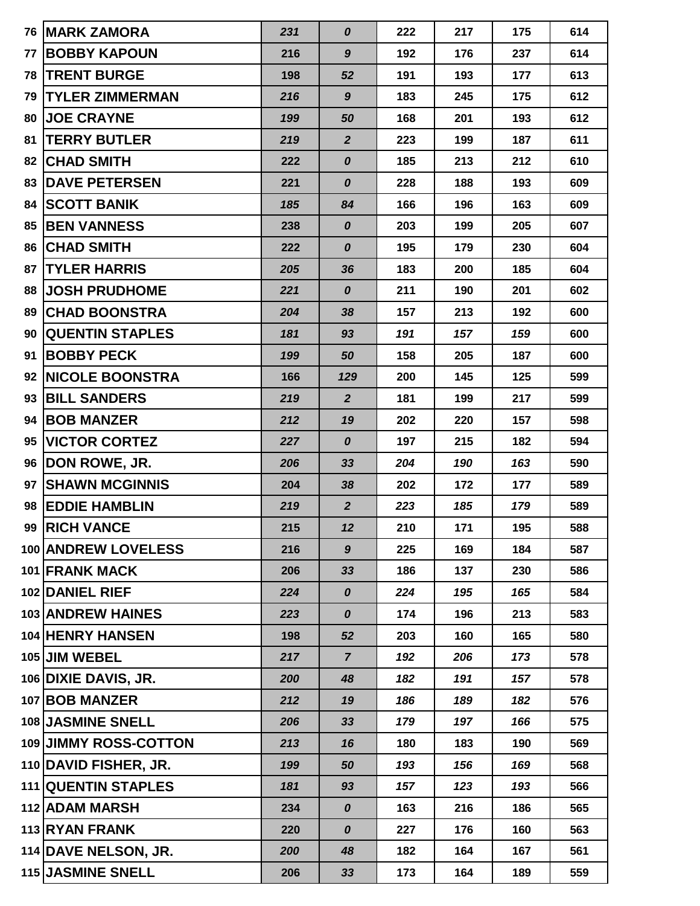| | | | | | | | |
|---|---|---|---|---|---|---|---|
| 76 | MARK ZAMORA | *231* | *0* | 222 | 217 | 175 | 614 |
| 77 | BOBBY KAPOUN | 216 | *9* | 192 | 176 | 237 | 614 |
| 78 | TRENT BURGE | 198 | *52* | 191 | 193 | 177 | 613 |
| 79 | TYLER ZIMMERMAN | *216* | *9* | 183 | 245 | 175 | 612 |
| 80 | JOE CRAYNE | *199* | *50* | 168 | 201 | 193 | 612 |
| 81 | TERRY BUTLER | *219* | *2* | 223 | 199 | 187 | 611 |
| 82 | CHAD SMITH | 222 | *0* | 185 | 213 | 212 | 610 |
| 83 | DAVE PETERSEN | 221 | *0* | 228 | 188 | 193 | 609 |
| 84 | SCOTT BANIK | *185* | *84* | 166 | 196 | 163 | 609 |
| 85 | BEN VANNESS | 238 | *0* | 203 | 199 | 205 | 607 |
| 86 | CHAD SMITH | 222 | *0* | 195 | 179 | 230 | 604 |
| 87 | TYLER HARRIS | *205* | *36* | 183 | 200 | 185 | 604 |
| 88 | JOSH PRUDHOME | *221* | *0* | 211 | 190 | 201 | 602 |
| 89 | CHAD BOONSTRA | *204* | *38* | 157 | 213 | 192 | 600 |
| 90 | QUENTIN STAPLES | *181* | *93* | *191* | *157* | *159* | 600 |
| 91 | BOBBY PECK | *199* | *50* | 158 | 205 | 187 | 600 |
| 92 | NICOLE BOONSTRA | 166 | *129* | 200 | 145 | 125 | 599 |
| 93 | BILL SANDERS | *219* | *2* | 181 | 199 | 217 | 599 |
| 94 | BOB MANZER | *212* | *19* | 202 | 220 | 157 | 598 |
| 95 | VICTOR CORTEZ | *227* | *0* | 197 | 215 | 182 | 594 |
| 96 | DON ROWE, JR. | *206* | *33* | *204* | *190* | *163* | 590 |
| 97 | SHAWN MCGINNIS | 204 | *38* | 202 | 172 | 177 | 589 |
| 98 | EDDIE HAMBLIN | *219* | *2* | *223* | *185* | *179* | 589 |
| 99 | RICH VANCE | 215 | *12* | 210 | 171 | 195 | 588 |
| 100 | ANDREW LOVELESS | 216 | *9* | 225 | 169 | 184 | 587 |
| 101 | FRANK MACK | 206 | *33* | 186 | 137 | 230 | 586 |
| 102 | DANIEL RIEF | *224* | *0* | *224* | *195* | *165* | 584 |
| 103 | ANDREW HAINES | *223* | *0* | 174 | 196 | 213 | 583 |
| 104 | HENRY HANSEN | 198 | *52* | 203 | 160 | 165 | 580 |
| 105 | JIM WEBEL | *217* | *7* | *192* | *206* | *173* | 578 |
| 106 | DIXIE DAVIS, JR. | *200* | *48* | *182* | *191* | *157* | 578 |
| 107 | BOB MANZER | *212* | *19* | *186* | *189* | *182* | 576 |
| 108 | JASMINE SNELL | *206* | *33* | *179* | *197* | *166* | 575 |
| 109 | JIMMY ROSS-COTTON | *213* | *16* | 180 | 183 | 190 | 569 |
| 110 | DAVID FISHER, JR. | *199* | *50* | *193* | *156* | *169* | 568 |
| 111 | QUENTIN STAPLES | *181* | *93* | *157* | *123* | *193* | 566 |
| 112 | ADAM MARSH | 234 | *0* | 163 | 216 | 186 | 565 |
| 113 | RYAN FRANK | 220 | *0* | 227 | 176 | 160 | 563 |
| 114 | DAVE NELSON, JR. | *200* | *48* | 182 | 164 | 167 | 561 |
| 115 | JASMINE SNELL | 206 | *33* | 173 | 164 | 189 | 559 |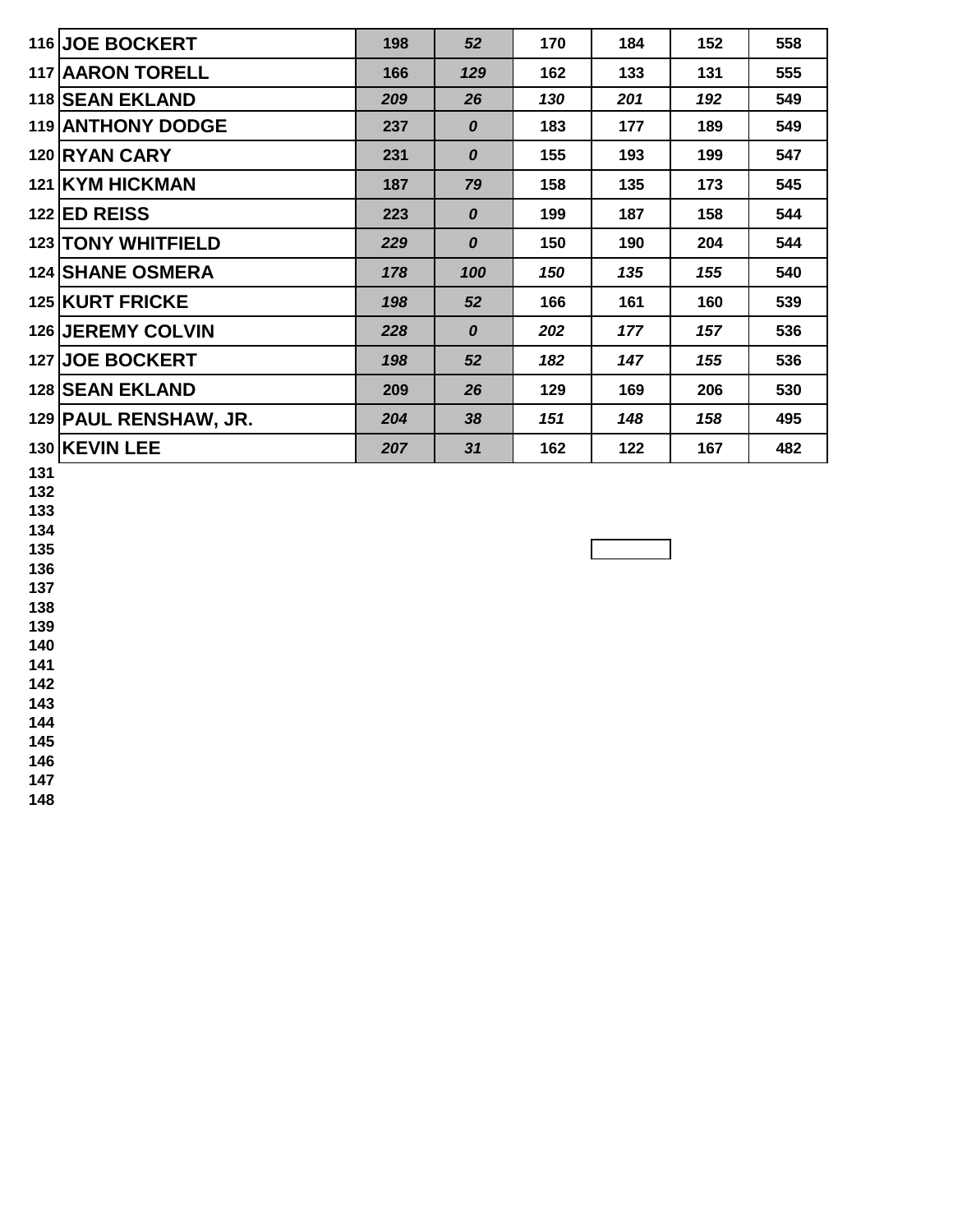| | | | | | | | |
|---|---|---|---|---|---|---|---|
| 116 | JOE BOCKERT | 198 | *52* | 170 | 184 | 152 | 558 |
| 117 | AARON TORELL | 166 | *129* | 162 | 133 | 131 | 555 |
| 118 | SEAN EKLAND | *209* | *26* | *130* | *201* | *192* | 549 |
| 119 | ANTHONY DODGE | 237 | *0* | 183 | 177 | 189 | 549 |
| 120 | RYAN CARY | 231 | *0* | 155 | 193 | 199 | 547 |
| 121 | KYM HICKMAN | 187 | *79* | 158 | 135 | 173 | 545 |
| 122 | ED REISS | 223 | *0* | 199 | 187 | 158 | 544 |
| 123 | TONY WHITFIELD | *229* | *0* | 150 | 190 | 204 | 544 |
| 124 | SHANE OSMERA | *178* | *100* | *150* | *135* | *155* | 540 |
| 125 | KURT FRICKE | *198* | *52* | 166 | 161 | 160 | 539 |
| 126 | JEREMY COLVIN | *228* | *0* | *202* | *177* | *157* | 536 |
| 127 | JOE BOCKERT | *198* | *52* | *182* | *147* | *155* | 536 |
| 128 | SEAN EKLAND | 209 | *26* | 129 | 169 | 206 | 530 |
| 129 | PAUL RENSHAW, JR. | *204* | *38* | *151* | *148* | *158* | 495 |
| 130 | KEVIN LEE | *207* | *31* | 162 | 122 | 167 | 482 |
| 131 | | | | | | | |
| 132 | | | | | | | |
| 133 | | | | | | | |
| 134 | | | | | | | |
| 135 | | | | | | | |
| 136 | | | | | | | |
| 137 | | | | | | | |
| 138 | | | | | | | |
| 139 | | | | | | | |
| 140 | | | | | | | |
| 141 | | | | | | | |
| 142 | | | | | | | |
| 143 | | | | | | | |
| 144 | | | | | | | |
| 145 | | | | | | | |
| 146 | | | | | | | |
| 147 | | | | | | | |
| 148 | | | | | | | |